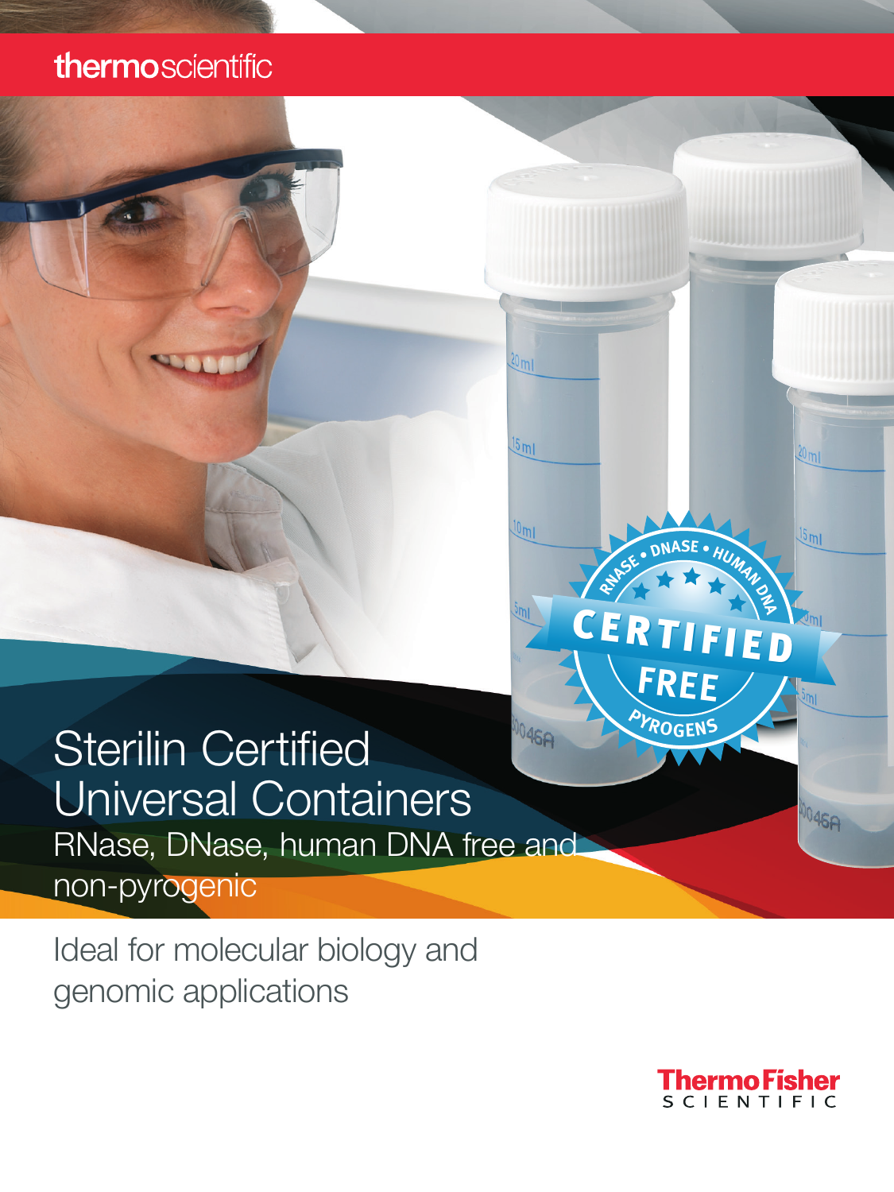thermoscientific

# Sterilin Certified Universal Containers

RNase, DNase, human DNA free and non-pyrogenic

Ideal for molecular biology and genomic applications

ThermoFisher SCIENTIFIC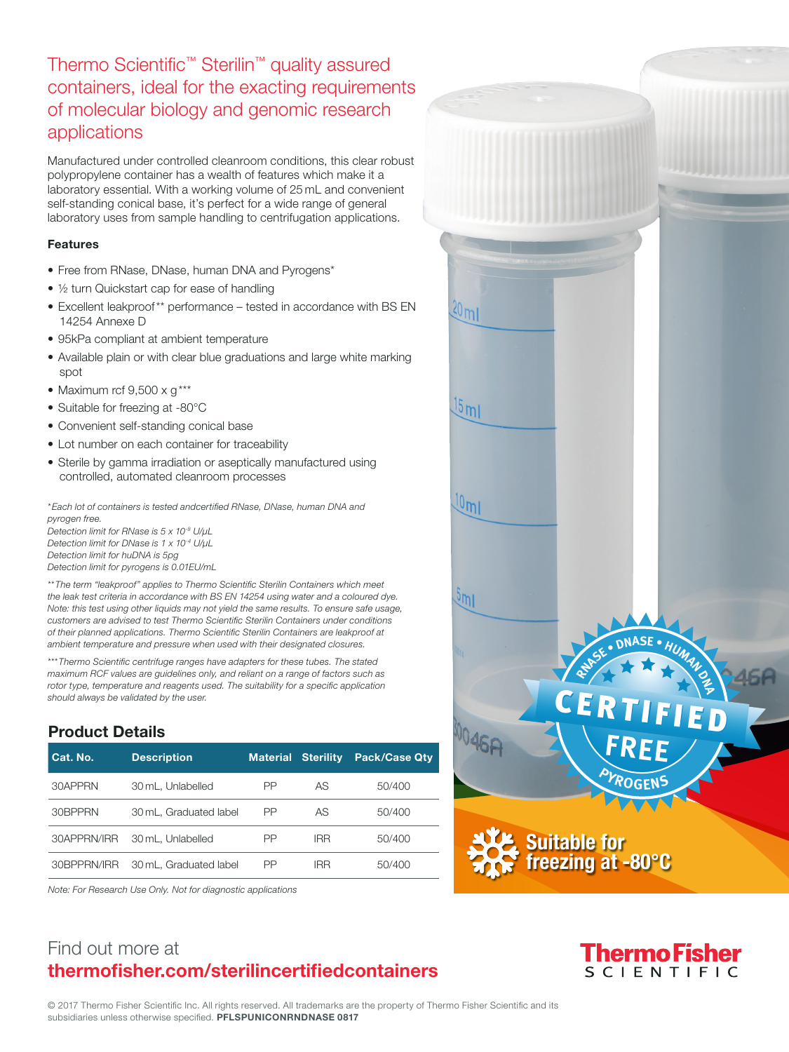# Thermo Scientific™ Sterilin™ quality assured containers, ideal for the exacting requirements of molecular biology and genomic research applications

Manufactured under controlled cleanroom conditions, this clear robust polypropylene container has a wealth of features which make it a laboratory essential. With a working volume of 25 mL and convenient self-standing conical base, it's perfect for a wide range of general laboratory uses from sample handling to centrifugation applications.

### Features

- Free from RNase, DNase, human DNA and Pyrogens*
- ½ turn Quickstart cap for ease of handling
- Excellent leakproof** performance – tested in accordance with BS EN 14254 Annexe D
- 95kPa compliant at ambient temperature
- Available plain or with clear blue graduations and large white marking spot
- Maximum rcf 9,500 x g***
- Suitable for freezing at -80°C
- Convenient self-standing conical base
- Lot number on each container for traceability
- Sterile by gamma irradiation or aseptically manufactured using controlled, automated cleanroom processes

*\*Each lot of containers is tested andcertified RNase, DNase, human DNA and pyrogen free.*
*Detection limit for RNase is $5 \times 10^{-8}$ U/µL*
*Detection limit for DNase is $1 \times 10^{-4}$ U/µL*
*Detection limit for huDNA is 5pg*
*Detection limit for pyrogens is 0.01EU/mL*

*\*\*The term "leakproof" applies to Thermo Scientific Sterilin Containers which meet the leak test criteria in accordance with BS EN 14254 using water and a coloured dye. Note: this test using other liquids may not yield the same results. To ensure safe usage, customers are advised to test Thermo Scientific Sterilin Containers under conditions of their planned applications. Thermo Scientific Sterilin Containers are leakproof at ambient temperature and pressure when used with their designated closures.*

*\*\*\*Thermo Scientific centrifuge ranges have adapters for these tubes. The stated maximum RCF values are guidelines only, and reliant on a range of factors such as rotor type, temperature and reagents used. The suitability for a specific application should always be validated by the user.*

## Product Details

| Cat. No. | Description | Material | Sterility | Pack/Case Qty |
|---|---|---|---|---|
| 30APPRN | 30 mL, Unlabelled | PP | AS | 50/400 |
| 30BPPRN | 30 mL, Graduated label | PP | AS | 50/400 |
| 30APPRN/IRR | 30 mL, Unlabelled | PP | IRR | 50/400 |
| 30BPPRN/IRR | 30 mL, Graduated label | PP | IRR | 50/400 |

*Note: For Research Use Only. Not for diagnostic applications*

RNASE • DNASE • HUMAN DNA CERTIFIED FREE PYROGENS

Suitable for freezing at -80°C

Find out more at **thermofisher.com/sterilincertifiedcontainers**

ThermoFisher SCIENTIFIC

© 2017 Thermo Fisher Scientific Inc. All rights reserved. All trademarks are the property of Thermo Fisher Scientific and its subsidiaries unless otherwise specified. **PFLSPUNICONRNDNASE 0817**